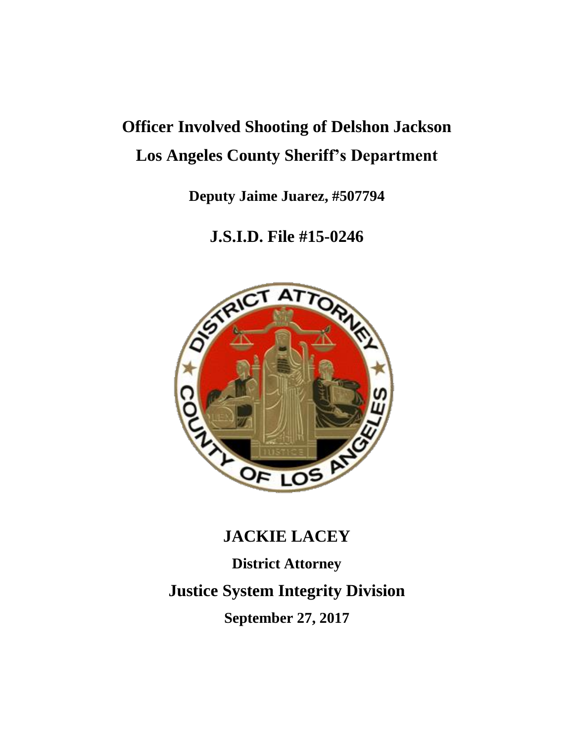# Officer Involved Shooting of Delshon Jackson

# Los Angeles County Sheriff's Department

**Deputy Jaime Juarez, #507794**

## J.S.I.D. File #15-0246

## JACKIE LACEY

**District Attorney**

## Justice System Integrity Division

**September 27, 2017**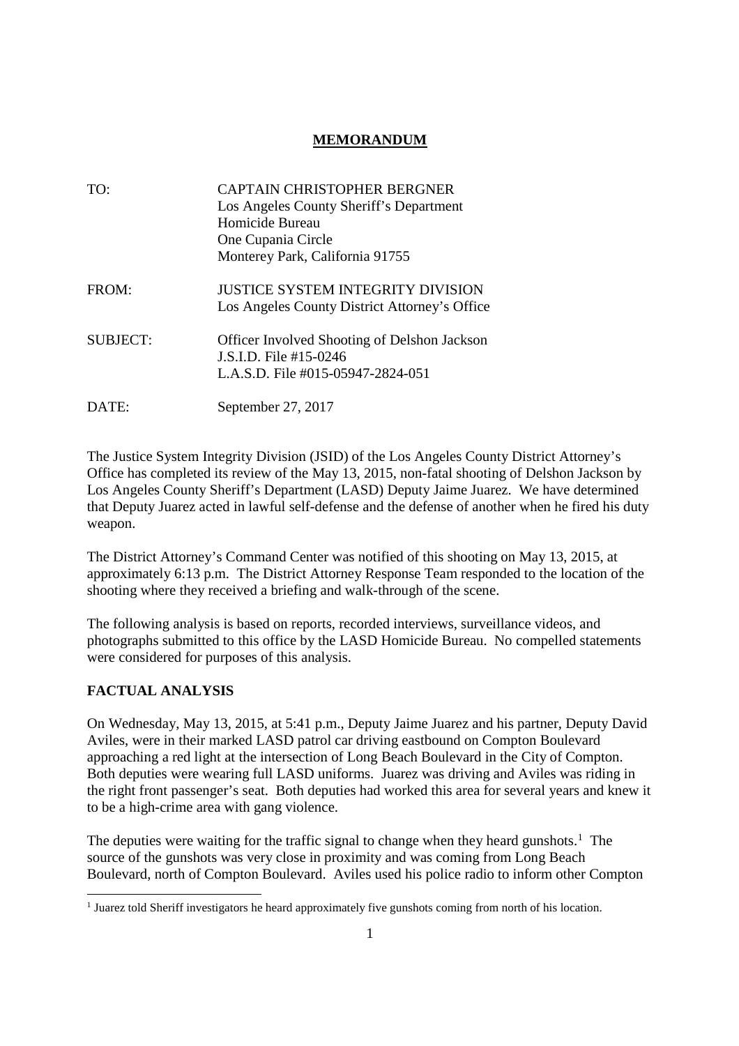**MEMORANDUM**

TO: CAPTAIN CHRISTOPHER BERGNER
Los Angeles County Sheriff's Department
Homicide Bureau
One Cupania Circle
Monterey Park, California 91755

FROM: JUSTICE SYSTEM INTEGRITY DIVISION
Los Angeles County District Attorney's Office

SUBJECT: Officer Involved Shooting of Delshon Jackson
J.S.I.D. File #15-0246
L.A.S.D. File #015-05947-2824-051

DATE: September 27, 2017

The Justice System Integrity Division (JSID) of the Los Angeles County District Attorney's Office has completed its review of the May 13, 2015, non-fatal shooting of Delshon Jackson by Los Angeles County Sheriff's Department (LASD) Deputy Jaime Juarez. We have determined that Deputy Juarez acted in lawful self-defense and the defense of another when he fired his duty weapon.

The District Attorney's Command Center was notified of this shooting on May 13, 2015, at approximately 6:13 p.m. The District Attorney Response Team responded to the location of the shooting where they received a briefing and walk-through of the scene.

The following analysis is based on reports, recorded interviews, surveillance videos, and photographs submitted to this office by the LASD Homicide Bureau. No compelled statements were considered for purposes of this analysis.

## FACTUAL ANALYSIS

On Wednesday, May 13, 2015, at 5:41 p.m., Deputy Jaime Juarez and his partner, Deputy David Aviles, were in their marked LASD patrol car driving eastbound on Compton Boulevard approaching a red light at the intersection of Long Beach Boulevard in the City of Compton. Both deputies were wearing full LASD uniforms. Juarez was driving and Aviles was riding in the right front passenger's seat. Both deputies had worked this area for several years and knew it to be a high-crime area with gang violence.

The deputies were waiting for the traffic signal to change when they heard gunshots.[1] The source of the gunshots was very close in proximity and was coming from Long Beach Boulevard, north of Compton Boulevard. Aviles used his police radio to inform other Compton

[1] Juarez told Sheriff investigators he heard approximately five gunshots coming from north of his location.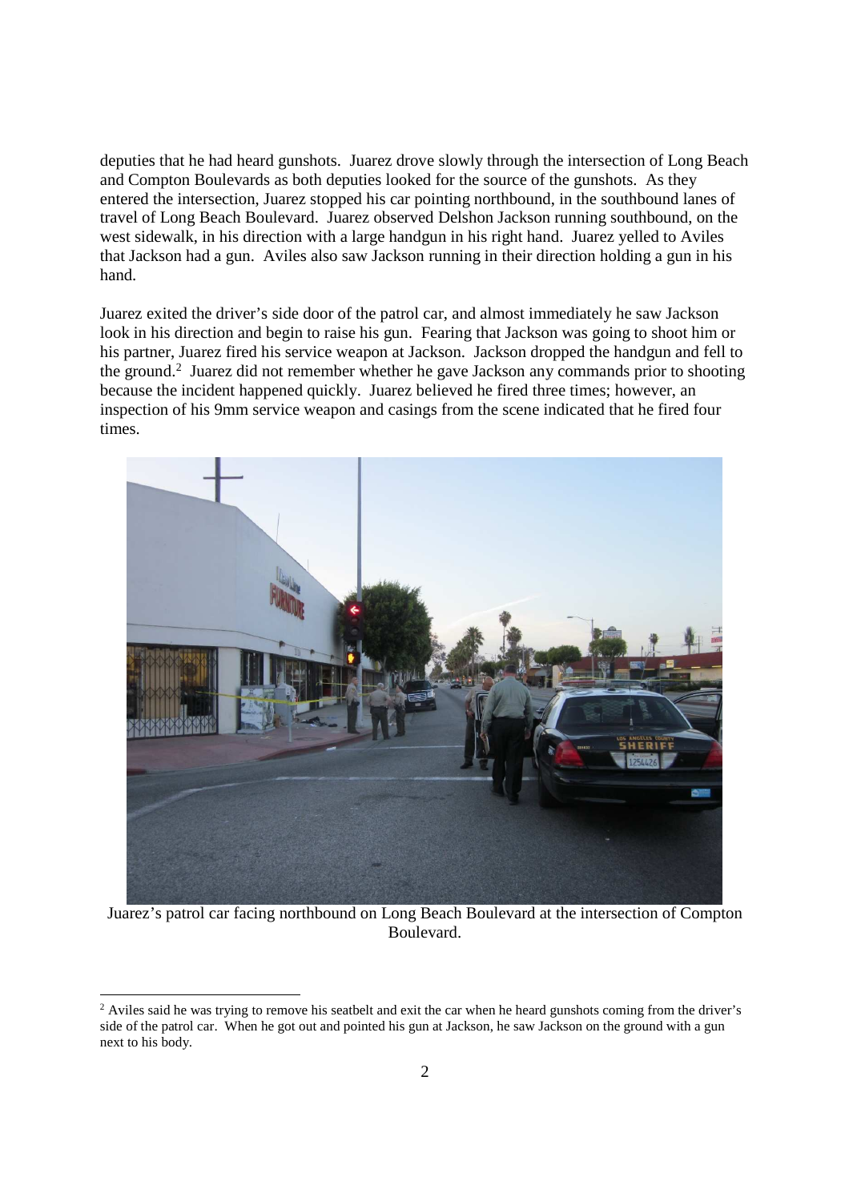deputies that he had heard gunshots. Juarez drove slowly through the intersection of Long Beach and Compton Boulevards as both deputies looked for the source of the gunshots. As they entered the intersection, Juarez stopped his car pointing northbound, in the southbound lanes of travel of Long Beach Boulevard. Juarez observed Delshon Jackson running southbound, on the west sidewalk, in his direction with a large handgun in his right hand. Juarez yelled to Aviles that Jackson had a gun. Aviles also saw Jackson running in their direction holding a gun in his hand.

Juarez exited the driver's side door of the patrol car, and almost immediately he saw Jackson look in his direction and begin to raise his gun. Fearing that Jackson was going to shoot him or his partner, Juarez fired his service weapon at Jackson. Jackson dropped the handgun and fell to the ground.[2] Juarez did not remember whether he gave Jackson any commands prior to shooting because the incident happened quickly. Juarez believed he fired three times; however, an inspection of his 9mm service weapon and casings from the scene indicated that he fired four times.

Juarez's patrol car facing northbound on Long Beach Boulevard at the intersection of Compton Boulevard.

[2] Aviles said he was trying to remove his seatbelt and exit the car when he heard gunshots coming from the driver's side of the patrol car. When he got out and pointed his gun at Jackson, he saw Jackson on the ground with a gun next to his body.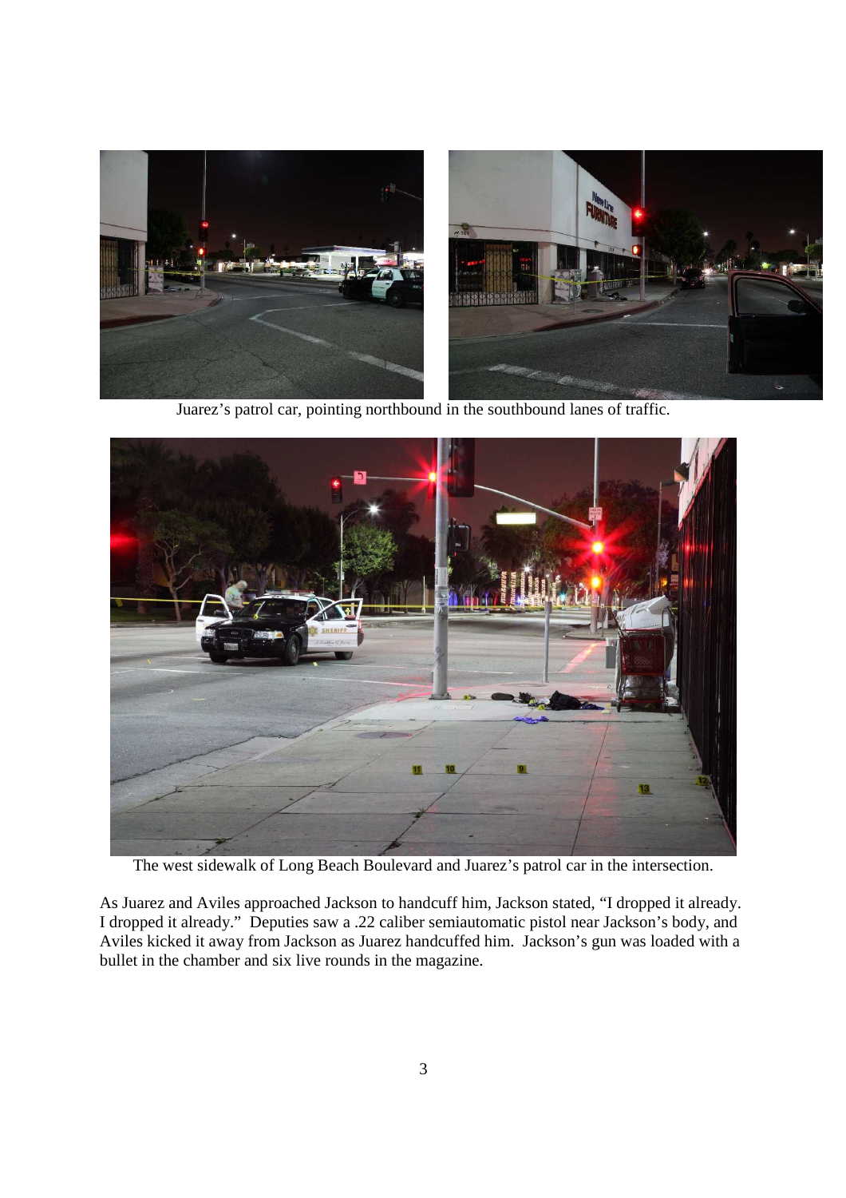Juarez's patrol car, pointing northbound in the southbound lanes of traffic.

The west sidewalk of Long Beach Boulevard and Juarez's patrol car in the intersection.

As Juarez and Aviles approached Jackson to handcuff him, Jackson stated, "I dropped it already. I dropped it already." Deputies saw a .22 caliber semiautomatic pistol near Jackson's body, and Aviles kicked it away from Jackson as Juarez handcuffed him. Jackson's gun was loaded with a bullet in the chamber and six live rounds in the magazine.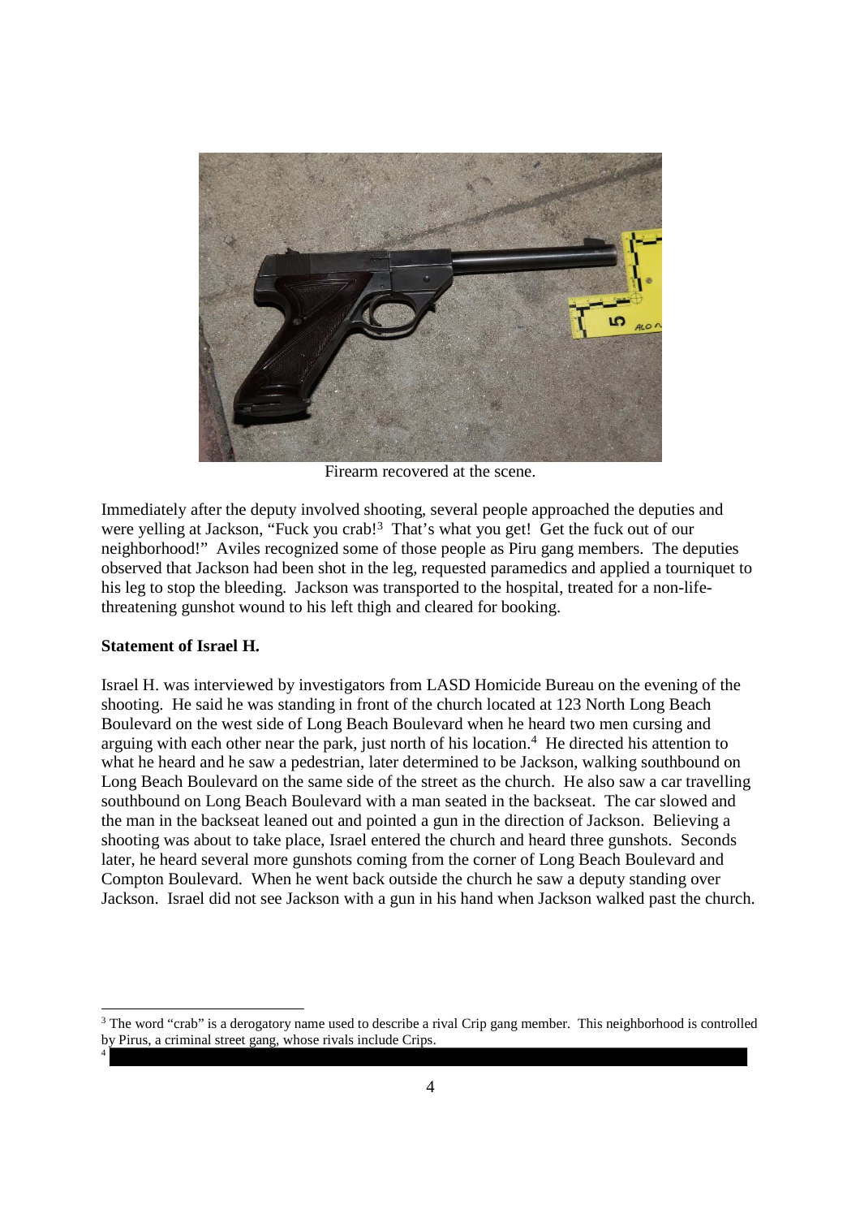Firearm recovered at the scene.

Immediately after the deputy involved shooting, several people approached the deputies and were yelling at Jackson, "Fuck you crab![3] That's what you get! Get the fuck out of our neighborhood!" Aviles recognized some of those people as Piru gang members. The deputies observed that Jackson had been shot in the leg, requested paramedics and applied a tourniquet to his leg to stop the bleeding. Jackson was transported to the hospital, treated for a non-life-threatening gunshot wound to his left thigh and cleared for booking.

**Statement of Israel H.**

Israel H. was interviewed by investigators from LASD Homicide Bureau on the evening of the shooting. He said he was standing in front of the church located at 123 North Long Beach Boulevard on the west side of Long Beach Boulevard when he heard two men cursing and arguing with each other near the park, just north of his location.[4] He directed his attention to what he heard and he saw a pedestrian, later determined to be Jackson, walking southbound on Long Beach Boulevard on the same side of the street as the church. He also saw a car travelling southbound on Long Beach Boulevard with a man seated in the backseat. The car slowed and the man in the backseat leaned out and pointed a gun in the direction of Jackson. Believing a shooting was about to take place, Israel entered the church and heard three gunshots. Seconds later, he heard several more gunshots coming from the corner of Long Beach Boulevard and Compton Boulevard. When he went back outside the church he saw a deputy standing over Jackson. Israel did not see Jackson with a gun in his hand when Jackson walked past the church.

---

[3] The word "crab" is a derogatory name used to describe a rival Crip gang member. This neighborhood is controlled by Pirus, a criminal street gang, whose rivals include Crips.

[4]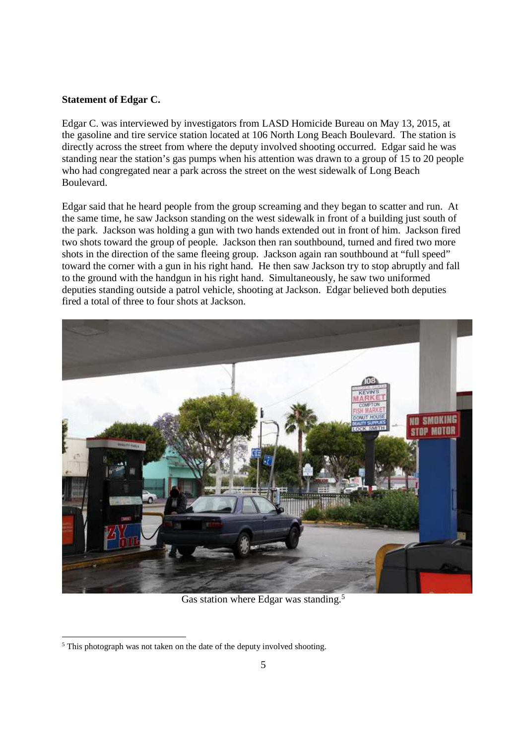**Statement of Edgar C.**

Edgar C. was interviewed by investigators from LASD Homicide Bureau on May 13, 2015, at the gasoline and tire service station located at 106 North Long Beach Boulevard. The station is directly across the street from where the deputy involved shooting occurred. Edgar said he was standing near the station's gas pumps when his attention was drawn to a group of 15 to 20 people who had congregated near a park across the street on the west sidewalk of Long Beach Boulevard.

Edgar said that he heard people from the group screaming and they began to scatter and run. At the same time, he saw Jackson standing on the west sidewalk in front of a building just south of the park. Jackson was holding a gun with two hands extended out in front of him. Jackson fired two shots toward the group of people. Jackson then ran southbound, turned and fired two more shots in the direction of the same fleeing group. Jackson again ran southbound at "full speed" toward the corner with a gun in his right hand. He then saw Jackson try to stop abruptly and fall to the ground with the handgun in his right hand. Simultaneously, he saw two uniformed deputies standing outside a patrol vehicle, shooting at Jackson. Edgar believed both deputies fired a total of three to four shots at Jackson.

Gas station where Edgar was standing.[5]

[5] This photograph was not taken on the date of the deputy involved shooting.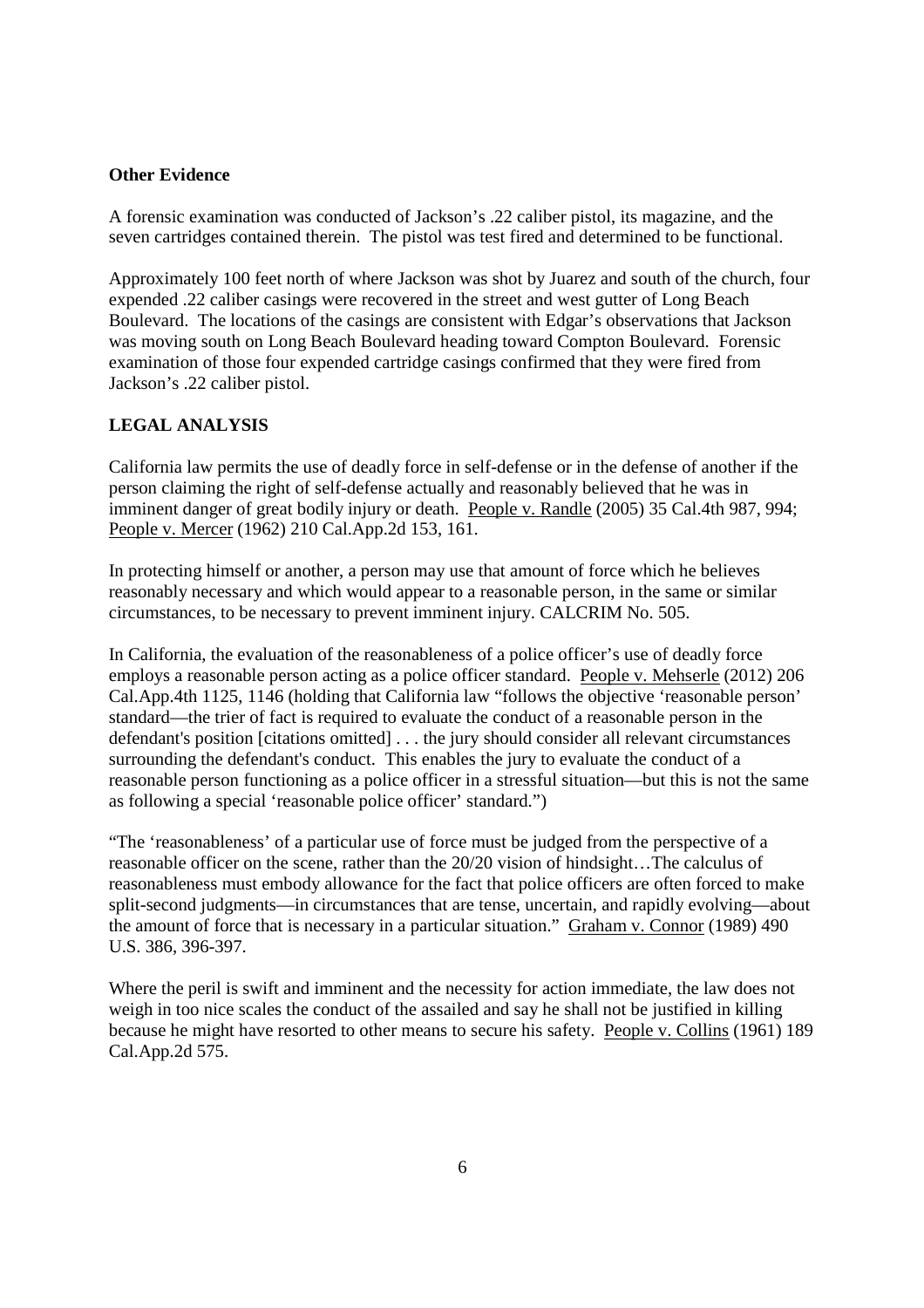**Other Evidence**

A forensic examination was conducted of Jackson's .22 caliber pistol, its magazine, and the seven cartridges contained therein. The pistol was test fired and determined to be functional.

Approximately 100 feet north of where Jackson was shot by Juarez and south of the church, four expended .22 caliber casings were recovered in the street and west gutter of Long Beach Boulevard. The locations of the casings are consistent with Edgar's observations that Jackson was moving south on Long Beach Boulevard heading toward Compton Boulevard. Forensic examination of those four expended cartridge casings confirmed that they were fired from Jackson's .22 caliber pistol.

**LEGAL ANALYSIS**

California law permits the use of deadly force in self-defense or in the defense of another if the person claiming the right of self-defense actually and reasonably believed that he was in imminent danger of great bodily injury or death. People v. Randle (2005) 35 Cal.4th 987, 994; People v. Mercer (1962) 210 Cal.App.2d 153, 161.

In protecting himself or another, a person may use that amount of force which he believes reasonably necessary and which would appear to a reasonable person, in the same or similar circumstances, to be necessary to prevent imminent injury. CALCRIM No. 505.

In California, the evaluation of the reasonableness of a police officer's use of deadly force employs a reasonable person acting as a police officer standard. People v. Mehserle (2012) 206 Cal.App.4th 1125, 1146 (holding that California law "follows the objective 'reasonable person' standard—the trier of fact is required to evaluate the conduct of a reasonable person in the defendant's position [citations omitted] . . . the jury should consider all relevant circumstances surrounding the defendant's conduct. This enables the jury to evaluate the conduct of a reasonable person functioning as a police officer in a stressful situation—but this is not the same as following a special 'reasonable police officer' standard.")

"The 'reasonableness' of a particular use of force must be judged from the perspective of a reasonable officer on the scene, rather than the 20/20 vision of hindsight…The calculus of reasonableness must embody allowance for the fact that police officers are often forced to make split-second judgments—in circumstances that are tense, uncertain, and rapidly evolving—about the amount of force that is necessary in a particular situation." Graham v. Connor (1989) 490 U.S. 386, 396-397.

Where the peril is swift and imminent and the necessity for action immediate, the law does not weigh in too nice scales the conduct of the assailed and say he shall not be justified in killing because he might have resorted to other means to secure his safety. People v. Collins (1961) 189 Cal.App.2d 575.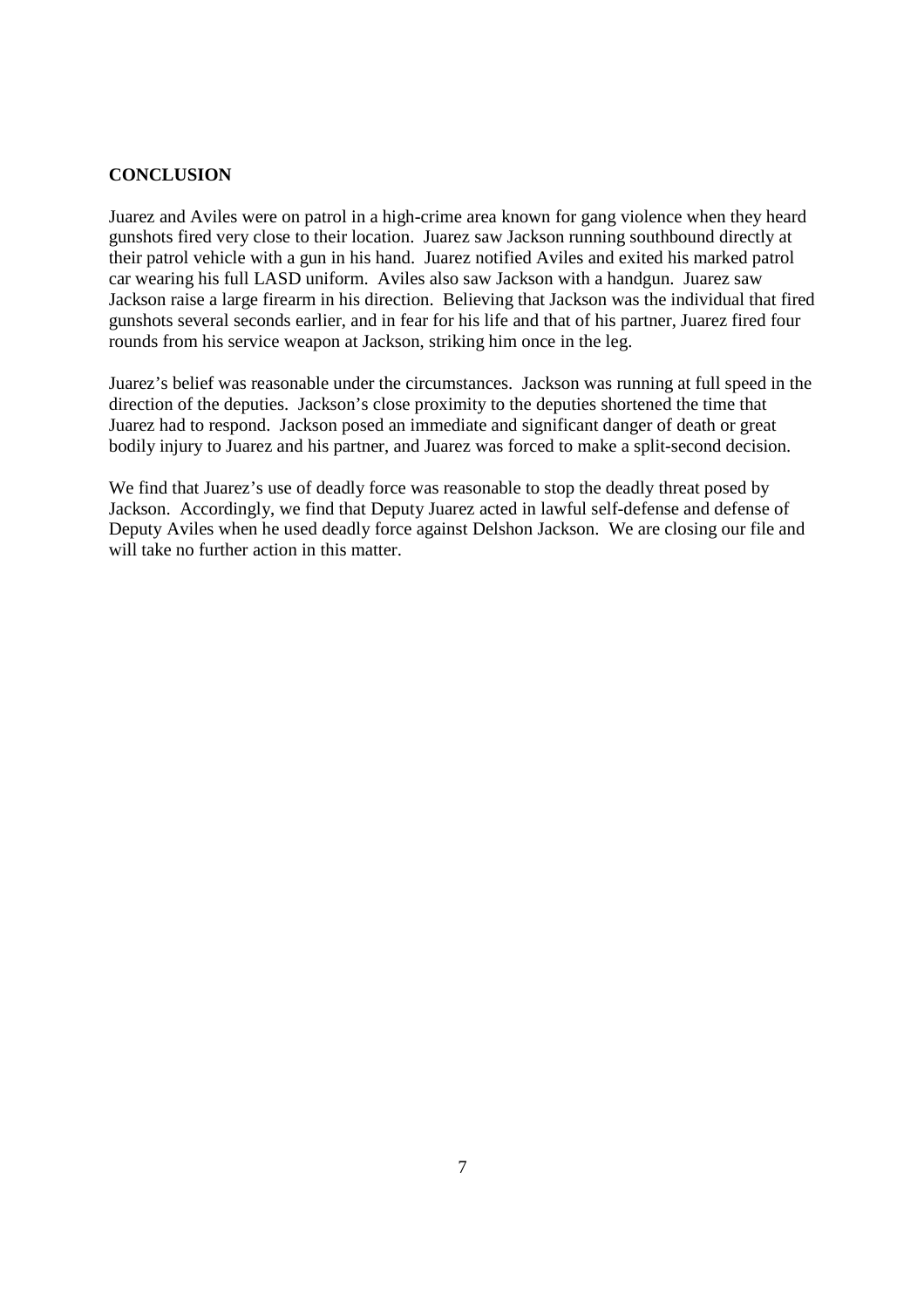**CONCLUSION**

Juarez and Aviles were on patrol in a high-crime area known for gang violence when they heard gunshots fired very close to their location. Juarez saw Jackson running southbound directly at their patrol vehicle with a gun in his hand. Juarez notified Aviles and exited his marked patrol car wearing his full LASD uniform. Aviles also saw Jackson with a handgun. Juarez saw Jackson raise a large firearm in his direction. Believing that Jackson was the individual that fired gunshots several seconds earlier, and in fear for his life and that of his partner, Juarez fired four rounds from his service weapon at Jackson, striking him once in the leg.

Juarez's belief was reasonable under the circumstances. Jackson was running at full speed in the direction of the deputies. Jackson's close proximity to the deputies shortened the time that Juarez had to respond. Jackson posed an immediate and significant danger of death or great bodily injury to Juarez and his partner, and Juarez was forced to make a split-second decision.

We find that Juarez's use of deadly force was reasonable to stop the deadly threat posed by Jackson. Accordingly, we find that Deputy Juarez acted in lawful self-defense and defense of Deputy Aviles when he used deadly force against Delshon Jackson. We are closing our file and will take no further action in this matter.